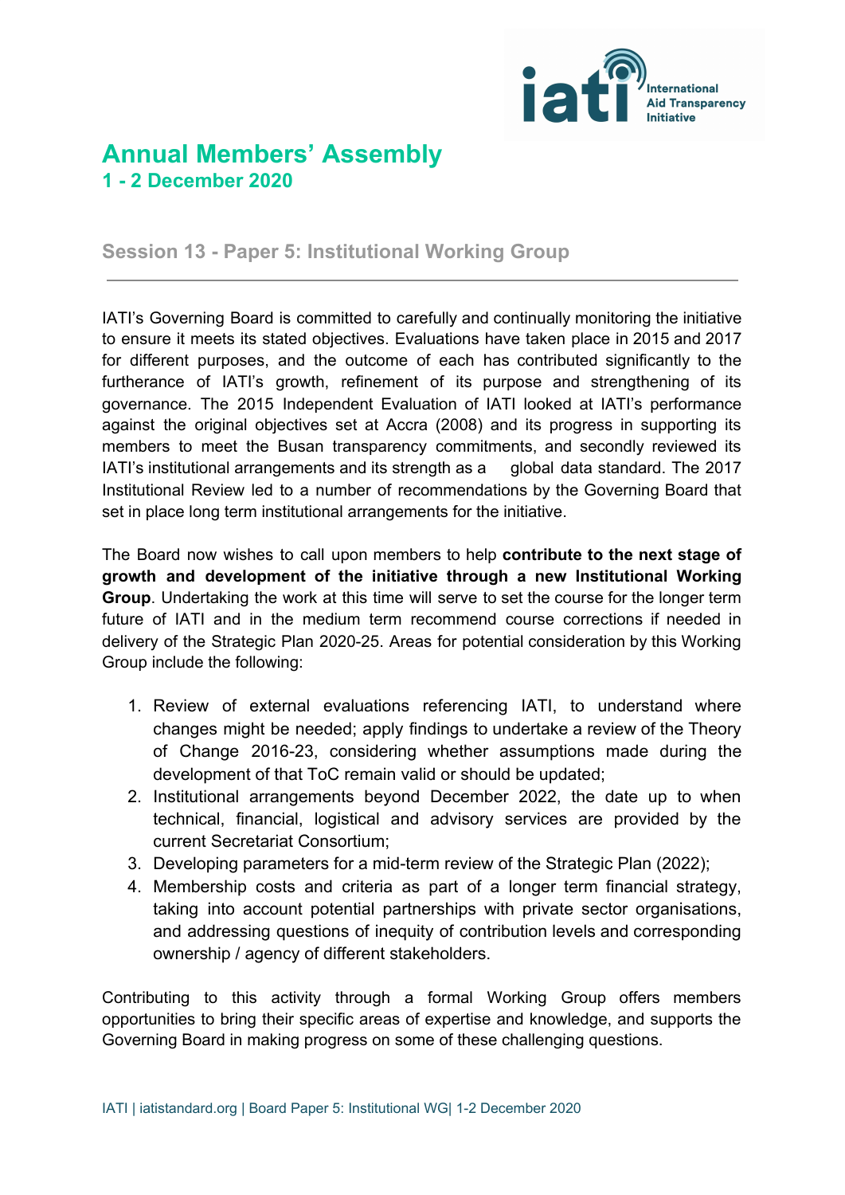# Annual Members' Assembly

## 1 - 2 December 2020

### Session 13 - Paper 5: Institutional Working Group

---

IATI's Governing Board is committed to carefully and continually monitoring the initiative to ensure it meets its stated objectives. Evaluations have taken place in 2015 and 2017 for different purposes, and the outcome of each has contributed significantly to the furtherance of IATI's growth, refinement of its purpose and strengthening of its governance. The 2015 Independent Evaluation of IATI looked at IATI's performance against the original objectives set at Accra (2008) and its progress in supporting its members to meet the Busan transparency commitments, and secondly reviewed its IATI's institutional arrangements and its strength as a global data standard. The 2017 Institutional Review led to a number of recommendations by the Governing Board that set in place long term institutional arrangements for the initiative.

The Board now wishes to call upon members to help **contribute to the next stage of growth and development of the initiative through a new Institutional Working Group**. Undertaking the work at this time will serve to set the course for the longer term future of IATI and in the medium term recommend course corrections if needed in delivery of the Strategic Plan 2020-25. Areas for potential consideration by this Working Group include the following:

1. Review of external evaluations referencing IATI, to understand where changes might be needed; apply findings to undertake a review of the Theory of Change 2016-23, considering whether assumptions made during the development of that ToC remain valid or should be updated;
2. Institutional arrangements beyond December 2022, the date up to when technical, financial, logistical and advisory services are provided by the current Secretariat Consortium;
3. Developing parameters for a mid-term review of the Strategic Plan (2022);
4. Membership costs and criteria as part of a longer term financial strategy, taking into account potential partnerships with private sector organisations, and addressing questions of inequity of contribution levels and corresponding ownership / agency of different stakeholders.

Contributing to this activity through a formal Working Group offers members opportunities to bring their specific areas of expertise and knowledge, and supports the Governing Board in making progress on some of these challenging questions.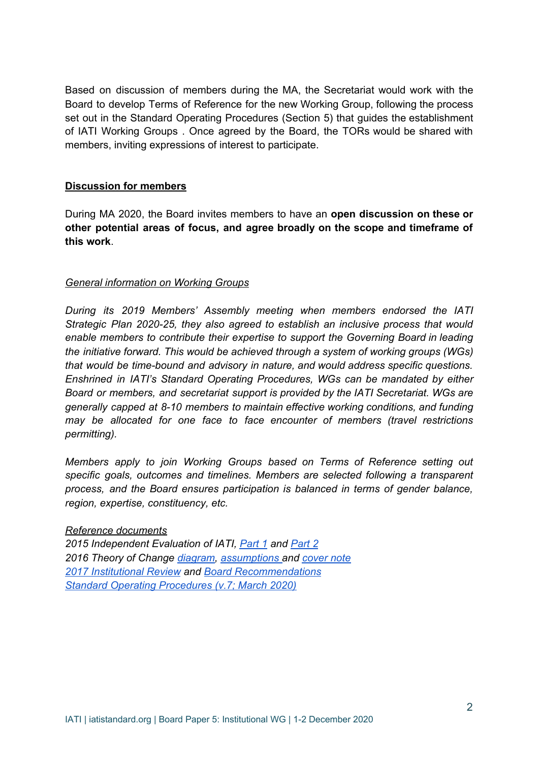Based on discussion of members during the MA, the Secretariat would work with the Board to develop Terms of Reference for the new Working Group, following the process set out in the Standard Operating Procedures (Section 5) that guides the establishment of IATI Working Groups . Once agreed by the Board, the TORs would be shared with members, inviting expressions of interest to participate.

## Discussion for members

During MA 2020, the Board invites members to have an **open discussion on these or other potential areas of focus, and agree broadly on the scope and timeframe of this work**.

*General information on Working Groups*

*During its 2019 Members' Assembly meeting when members endorsed the IATI Strategic Plan 2020-25, they also agreed to establish an inclusive process that would enable members to contribute their expertise to support the Governing Board in leading the initiative forward. This would be achieved through a system of working groups (WGs) that would be time-bound and advisory in nature, and would address specific questions. Enshrined in IATI's Standard Operating Procedures, WGs can be mandated by either Board or members, and secretariat support is provided by the IATI Secretariat. WGs are generally capped at 8-10 members to maintain effective working conditions, and funding may be allocated for one face to face encounter of members (travel restrictions permitting).*

*Members apply to join Working Groups based on Terms of Reference setting out specific goals, outcomes and timelines. Members are selected following a transparent process, and the Board ensures participation is balanced in terms of gender balance, region, expertise, constituency, etc.*

*Reference documents*
*2015 Independent Evaluation of IATI, Part 1 and Part 2*
*2016 Theory of Change diagram, assumptions and cover note*
*2017 Institutional Review and Board Recommendations*
*Standard Operating Procedures (v.7; March 2020)*